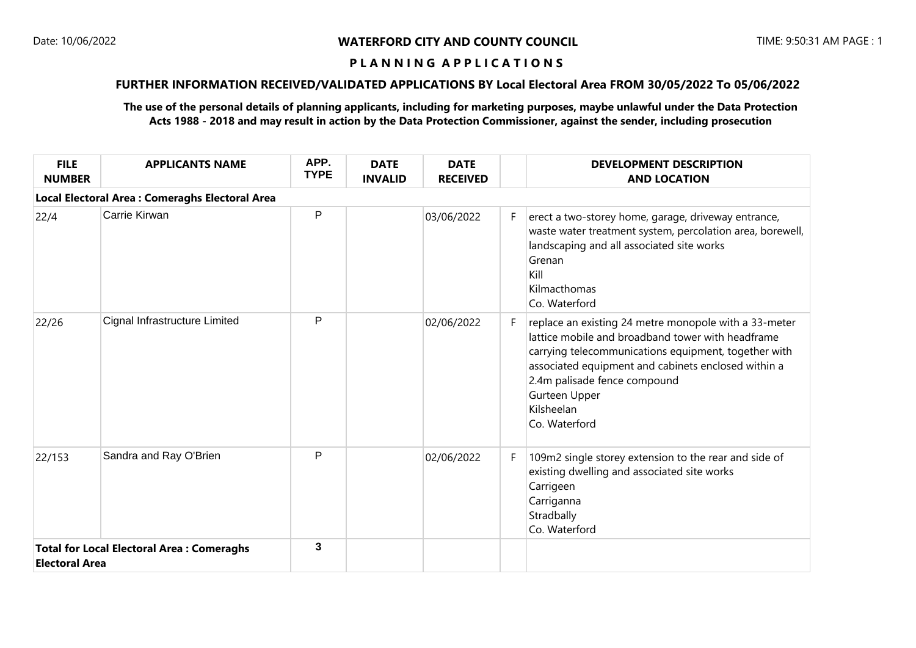# WATERFORD CITY AND COUNTY COUNCIL

## P L A N N I N G A P P L I C A T I O N S

### FURTHER INFORMATION RECEIVED/VALIDATED APPLICATIONS BY Local Electoral Area FROM 30/05/2022 To 05/06/2022

**The use of the personal details of planning applicants, including for marketing purposes, maybe unlawful under the Data Protection Acts 1988 - 2018 and may result in action by the Data Protection Commissioner, against the sender, including prosecution**

| FILE NUMBER | APPLICANTS NAME | APP. TYPE | DATE INVALID | DATE RECEIVED | | DEVELOPMENT DESCRIPTION AND LOCATION |
|---|---|---|---|---|---|---|
| **Local Electoral Area : Comeraghs Electoral Area** | | | | | | |
| 22/4 | Carrie Kirwan | P | | 03/06/2022 | F | erect a two-storey home, garage, driveway entrance, waste water treatment system, percolation area, borewell, landscaping and all associated site works<br>Grenan<br>Kill<br>Kilmacthomas<br>Co. Waterford |
| 22/26 | Cignal Infrastructure Limited | P | | 02/06/2022 | F | replace an existing 24 metre monopole with a 33-meter lattice mobile and broadband tower with headframe carrying telecommunications equipment, together with associated equipment and cabinets enclosed within a 2.4m palisade fence compound<br>Gurteen Upper<br>Kilsheelan<br>Co. Waterford |
| 22/153 | Sandra and Ray O'Brien | P | | 02/06/2022 | F | 109m2 single storey extension to the rear and side of existing dwelling and associated site works<br>Carrigeen<br>Carriganna<br>Stradbally<br>Co. Waterford |
| **Total for Local Electoral Area : Comeraghs Electoral Area** | | **3** | | | | |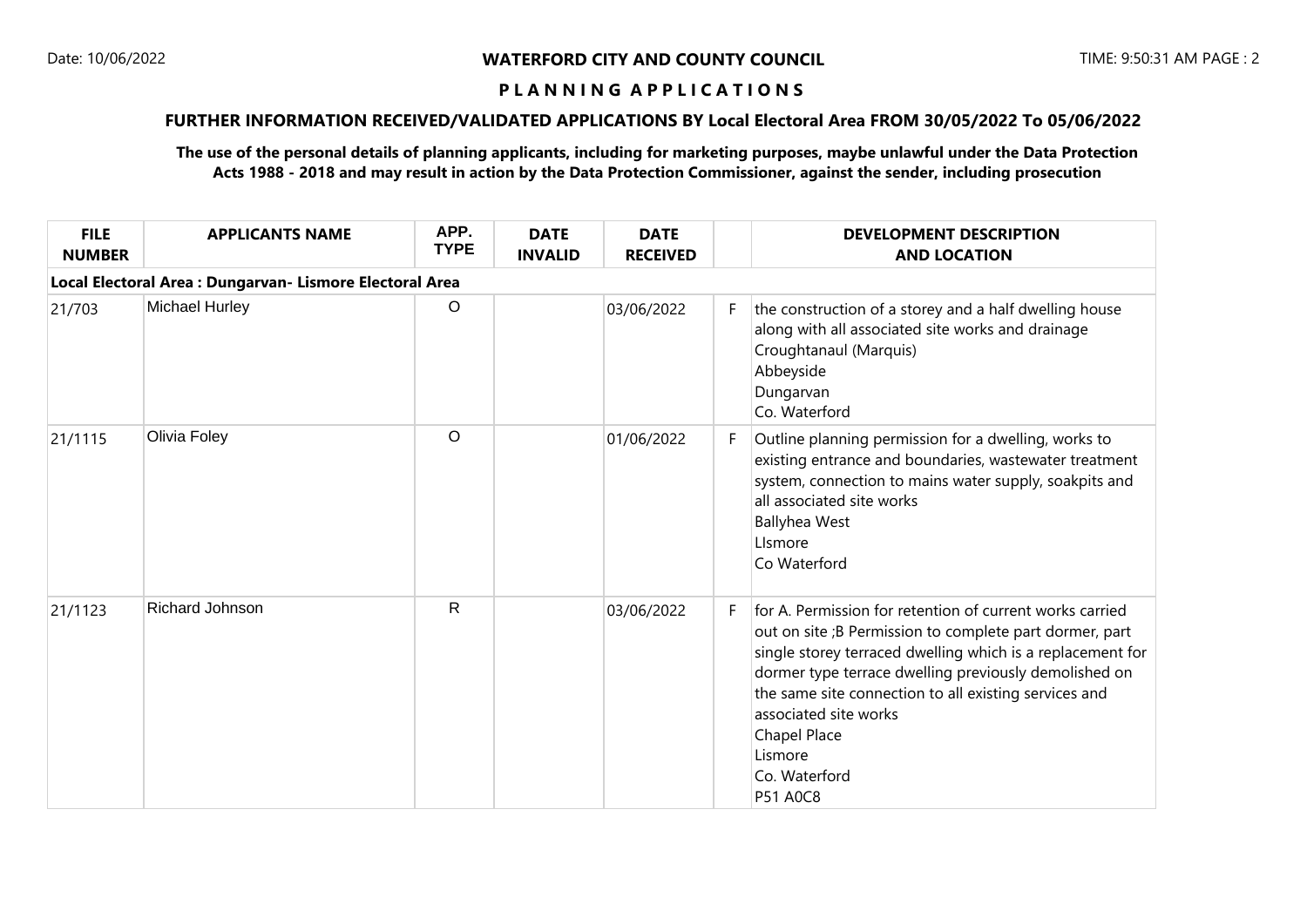**WATERFORD CITY AND COUNTY COUNCIL**

**P L A N N I N G   A P P L I C A T I O N S**

**FURTHER INFORMATION RECEIVED/VALIDATED APPLICATIONS BY Local Electoral Area FROM 30/05/2022 To 05/06/2022**

**The use of the personal details of planning applicants, including for marketing purposes, maybe unlawful under the Data Protection Acts 1988 - 2018 and may result in action by the Data Protection Commissioner, against the sender, including prosecution**

| FILE NUMBER | APPLICANTS NAME | APP. TYPE | DATE INVALID | DATE RECEIVED | | DEVELOPMENT DESCRIPTION AND LOCATION |
|---|---|---|---|---|---|---|
| **Local Electoral Area : Dungarvan- Lismore Electoral Area** | | | | | | |
| 21/703 | Michael Hurley | O | | 03/06/2022 | F | the construction of a storey and a half dwelling house along with all associated site works and drainage<br>Croughtanaul (Marquis)<br>Abbeyside<br>Dungarvan<br>Co. Waterford |
| 21/1115 | Olivia Foley | O | | 01/06/2022 | F | Outline planning permission for a dwelling, works to existing entrance and boundaries, wastewater treatment system, connection to mains water supply, soakpits and all associated site works<br>Ballyhea West<br>LIsmore<br>Co Waterford |
| 21/1123 | Richard Johnson | R | | 03/06/2022 | F | for A. Permission for retention of current works carried out on site ;B Permission to complete part dormer, part single storey terraced dwelling which is a replacement for dormer type terrace dwelling previously demolished on the same site connection to all existing services and associated site works<br>Chapel Place<br>Lismore<br>Co. Waterford<br>P51 A0C8 |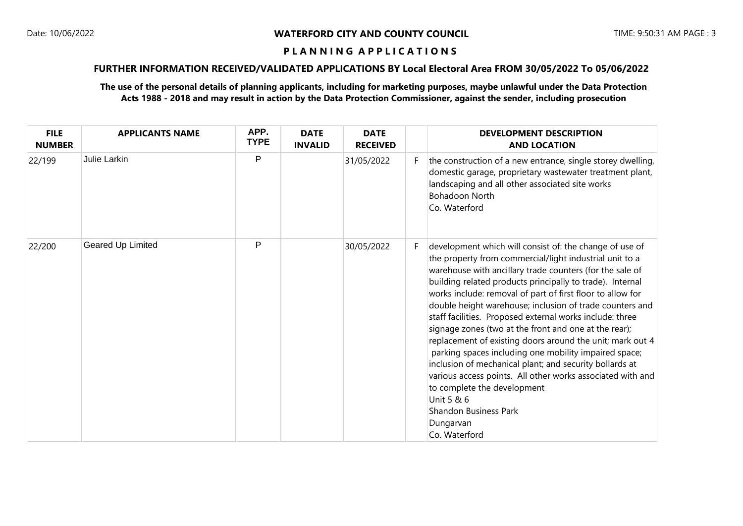**WATERFORD CITY AND COUNTY COUNCIL**

**P L A N N I N G   A P P L I C A T I O N S**

**FURTHER INFORMATION RECEIVED/VALIDATED APPLICATIONS BY Local Electoral Area FROM 30/05/2022 To 05/06/2022**

**The use of the personal details of planning applicants, including for marketing purposes, maybe unlawful under the Data Protection Acts 1988 - 2018 and may result in action by the Data Protection Commissioner, against the sender, including prosecution**

| FILE NUMBER | APPLICANTS NAME | APP. TYPE | DATE INVALID | DATE RECEIVED | | DEVELOPMENT DESCRIPTION AND LOCATION |
|---|---|---|---|---|---|---|
| 22/199 | Julie Larkin | P | | 31/05/2022 | F | the construction of a new entrance, single storey dwelling, domestic garage, proprietary wastewater treatment plant, landscaping and all other associated site works<br>Bohadoon North<br>Co. Waterford |
| 22/200 | Geared Up Limited | P | | 30/05/2022 | F | development which will consist of: the change of use of the property from commercial/light industrial unit to a warehouse with ancillary trade counters (for the sale of building related products principally to trade). Internal works include: removal of part of first floor to allow for double height warehouse; inclusion of trade counters and staff facilities. Proposed external works include: three signage zones (two at the front and one at the rear); replacement of existing doors around the unit; mark out 4 parking spaces including one mobility impaired space; inclusion of mechanical plant; and security bollards at various access points. All other works associated with and to complete the development<br>Unit 5 & 6<br>Shandon Business Park<br>Dungarvan<br>Co. Waterford |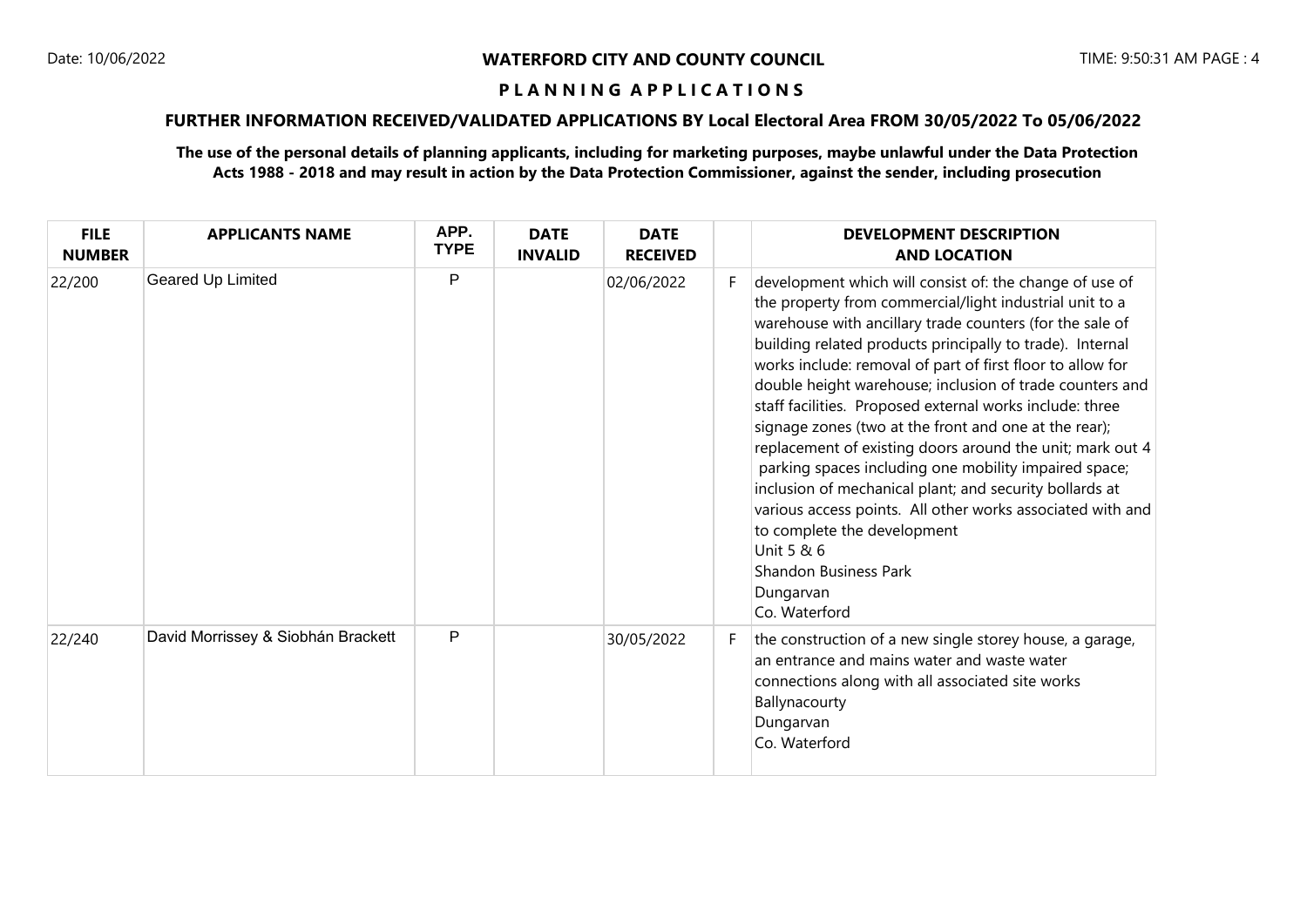**WATERFORD CITY AND COUNTY COUNCIL**

**P L A N N I N G   A P P L I C A T I O N S**

**FURTHER INFORMATION RECEIVED/VALIDATED APPLICATIONS BY Local Electoral Area FROM 30/05/2022 To 05/06/2022**

**The use of the personal details of planning applicants, including for marketing purposes, maybe unlawful under the Data Protection Acts 1988 - 2018 and may result in action by the Data Protection Commissioner, against the sender, including prosecution**

| FILE NUMBER | APPLICANTS NAME | APP. TYPE | DATE INVALID | DATE RECEIVED | | DEVELOPMENT DESCRIPTION AND LOCATION |
|---|---|---|---|---|---|---|
| 22/200 | Geared Up Limited | P | | 02/06/2022 | F | development which will consist of: the change of use of the property from commercial/light industrial unit to a warehouse with ancillary trade counters (for the sale of building related products principally to trade). Internal works include: removal of part of first floor to allow for double height warehouse; inclusion of trade counters and staff facilities. Proposed external works include: three signage zones (two at the front and one at the rear); replacement of existing doors around the unit; mark out 4 parking spaces including one mobility impaired space; inclusion of mechanical plant; and security bollards at various access points. All other works associated with and to complete the development<br>Unit 5 & 6<br>Shandon Business Park<br>Dungarvan<br>Co. Waterford |
| 22/240 | David Morrissey & Siobhán Brackett | P | | 30/05/2022 | F | the construction of a new single storey house, a garage, an entrance and mains water and waste water connections along with all associated site works<br>Ballynacourty<br>Dungarvan<br>Co. Waterford |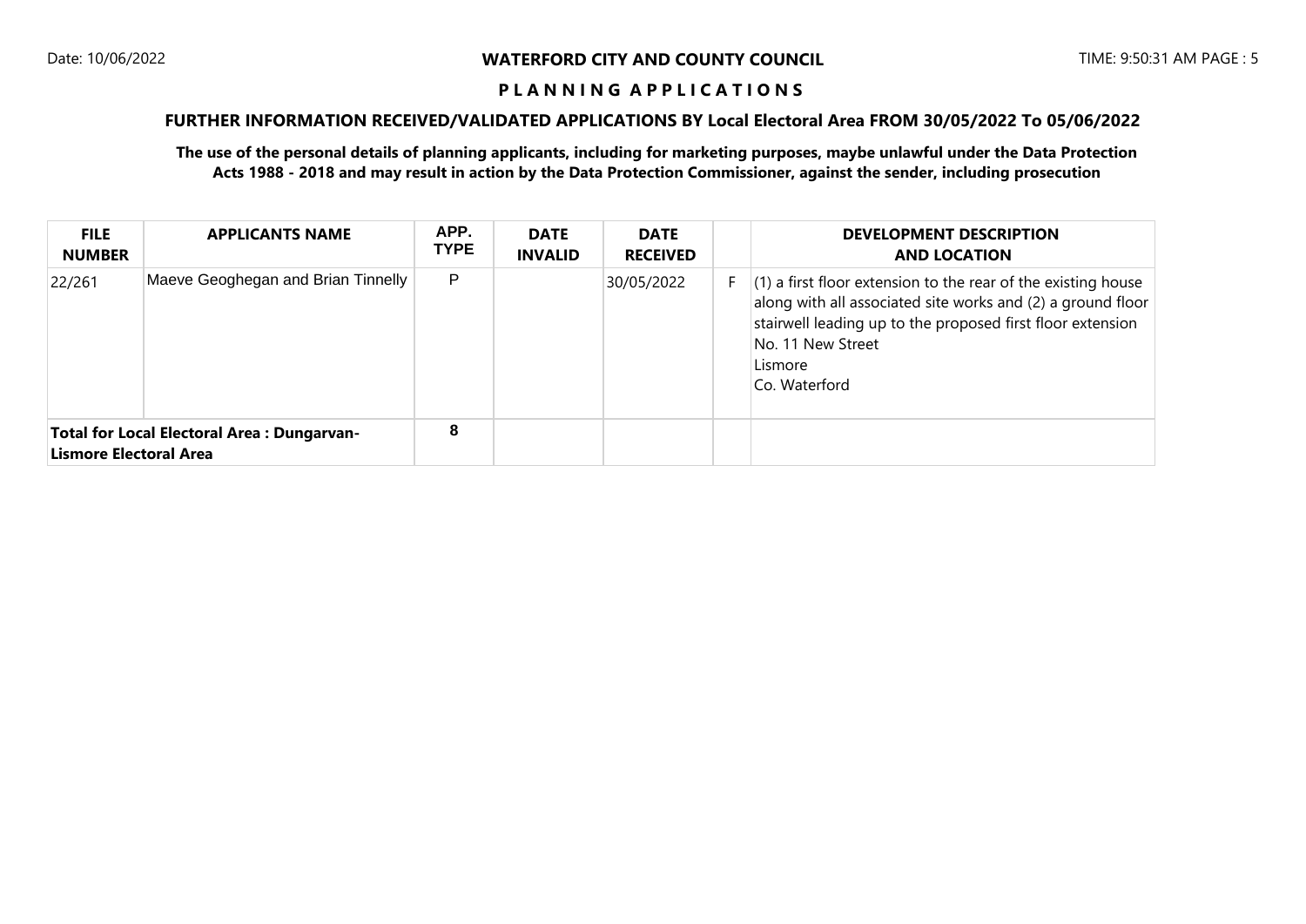# WATERFORD CITY AND COUNTY COUNCIL

## P L A N N I N G   A P P L I C A T I O N S

### FURTHER INFORMATION RECEIVED/VALIDATED APPLICATIONS BY Local Electoral Area FROM 30/05/2022 To 05/06/2022

**The use of the personal details of planning applicants, including for marketing purposes, maybe unlawful under the Data Protection Acts 1988 - 2018 and may result in action by the Data Protection Commissioner, against the sender, including prosecution**

| FILE NUMBER | APPLICANTS NAME | APP. TYPE | DATE INVALID | DATE RECEIVED | | DEVELOPMENT DESCRIPTION AND LOCATION |
|---|---|---|---|---|---|---|
| 22/261 | Maeve Geoghegan and Brian Tinnelly | P | | 30/05/2022 | F | (1) a first floor extension to the rear of the existing house along with all associated site works and (2) a ground floor stairwell leading up to the proposed first floor extension No. 11 New Street Lismore Co. Waterford |
| **Total for Local Electoral Area : Dungarvan-Lismore Electoral Area** | | 8 | | | | |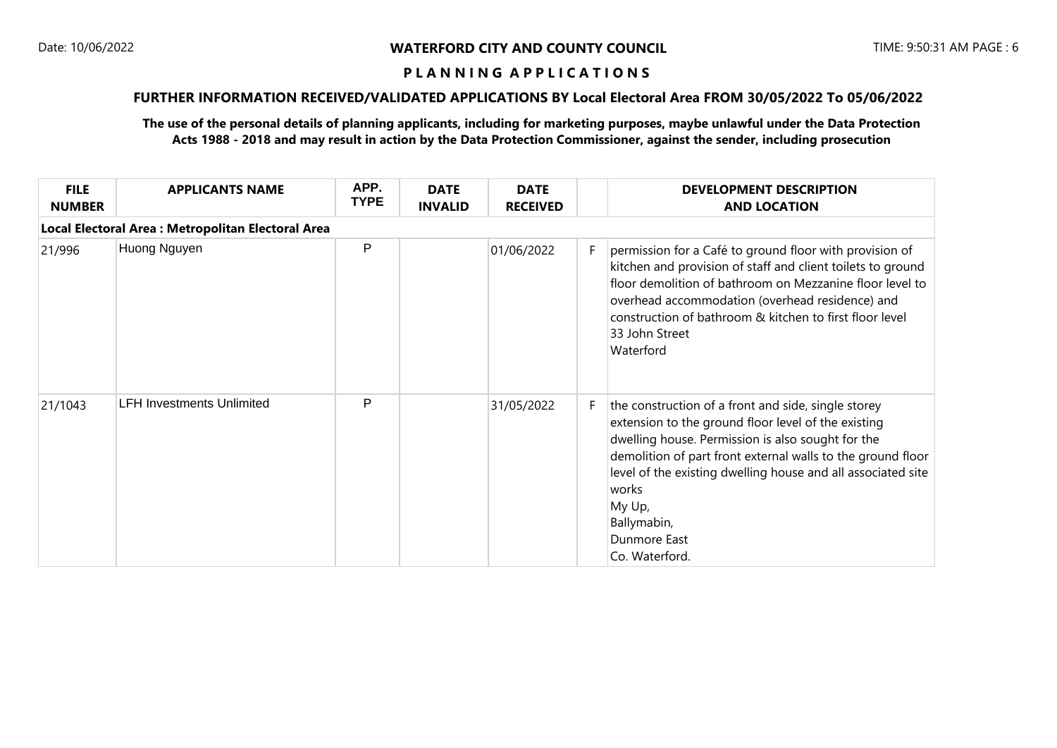**WATERFORD CITY AND COUNTY COUNCIL**

**P L A N N I N G  A P P L I C A T I O N S**

**FURTHER INFORMATION RECEIVED/VALIDATED APPLICATIONS BY Local Electoral Area FROM 30/05/2022 To 05/06/2022**

**The use of the personal details of planning applicants, including for marketing purposes, maybe unlawful under the Data Protection Acts 1988 - 2018 and may result in action by the Data Protection Commissioner, against the sender, including prosecution**

| FILE NUMBER | APPLICANTS NAME | APP. TYPE | DATE INVALID | DATE RECEIVED | | DEVELOPMENT DESCRIPTION AND LOCATION |
|---|---|---|---|---|---|---|
| **Local Electoral Area : Metropolitan Electoral Area** | | | | | | |
| 21/996 | Huong Nguyen | P | | 01/06/2022 | F | permission for a Café to ground floor with provision of kitchen and provision of staff and client toilets to ground floor demolition of bathroom on Mezzanine floor level to overhead accommodation (overhead residence) and construction of bathroom & kitchen to first floor level 33 John Street Waterford |
| 21/1043 | LFH Investments Unlimited | P | | 31/05/2022 | F | the construction of a front and side, single storey extension to the ground floor level of the existing dwelling house. Permission is also sought for the demolition of part front external walls to the ground floor level of the existing dwelling house and all associated site works My Up, Ballymabin, Dunmore East Co. Waterford. |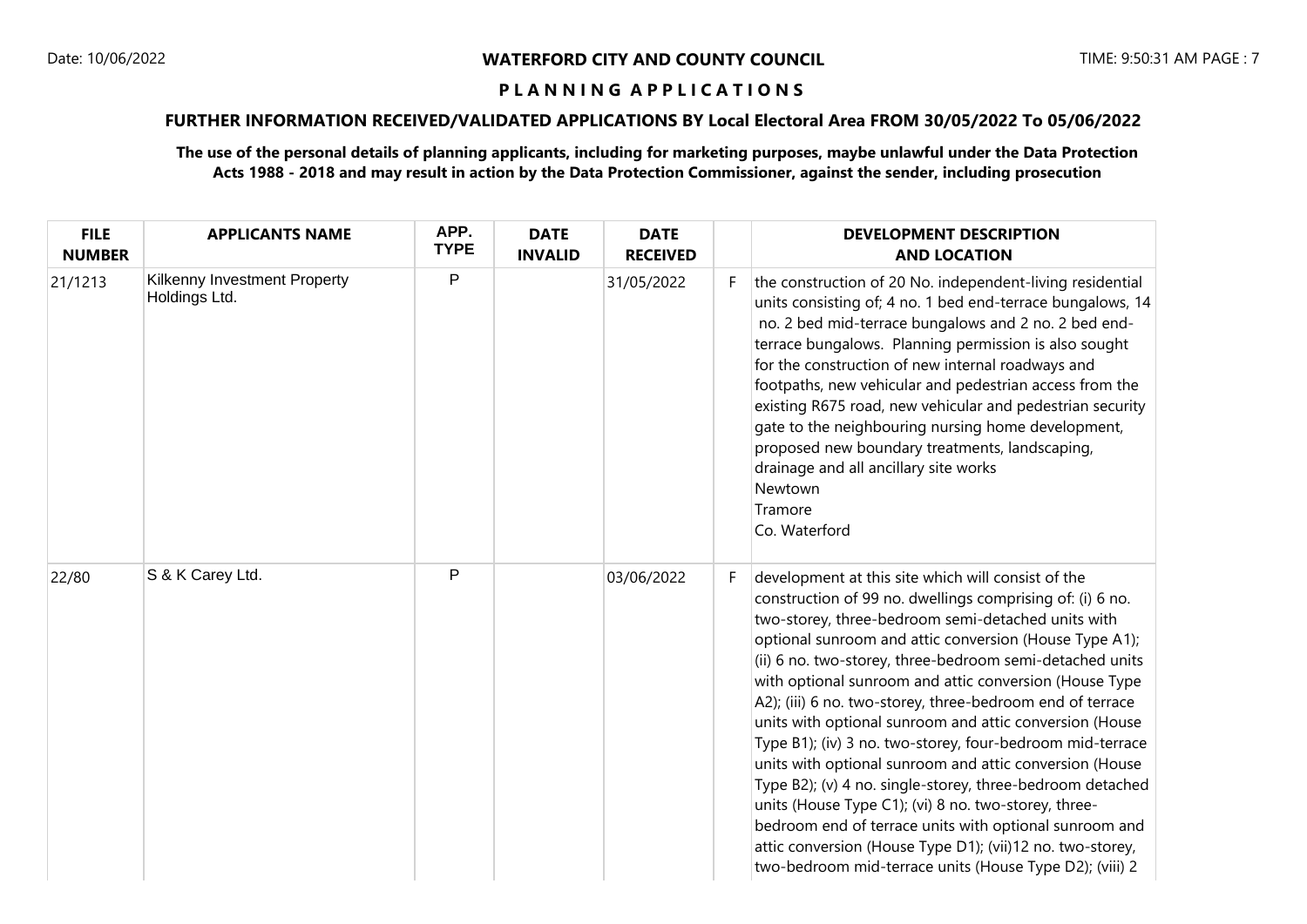# WATERFORD CITY AND COUNTY COUNCIL

## P L A N N I N G   A P P L I C A T I O N S

### FURTHER INFORMATION RECEIVED/VALIDATED APPLICATIONS BY Local Electoral Area FROM 30/05/2022 To 05/06/2022

**The use of the personal details of planning applicants, including for marketing purposes, maybe unlawful under the Data Protection Acts 1988 - 2018 and may result in action by the Data Protection Commissioner, against the sender, including prosecution**

| FILE NUMBER | APPLICANTS NAME | APP. TYPE | DATE INVALID | DATE RECEIVED | | DEVELOPMENT DESCRIPTION AND LOCATION |
|---|---|---|---|---|---|---|
| 21/1213 | Kilkenny Investment Property Holdings Ltd. | P | | 31/05/2022 | F | the construction of 20 No. independent-living residential units consisting of; 4 no. 1 bed end-terrace bungalows, 14 no. 2 bed mid-terrace bungalows and 2 no. 2 bed end-terrace bungalows. Planning permission is also sought for the construction of new internal roadways and footpaths, new vehicular and pedestrian access from the existing R675 road, new vehicular and pedestrian security gate to the neighbouring nursing home development, proposed new boundary treatments, landscaping, drainage and all ancillary site works<br>Newtown<br>Tramore<br>Co. Waterford |
| 22/80 | S & K Carey Ltd. | P | | 03/06/2022 | F | development at this site which will consist of the construction of 99 no. dwellings comprising of: (i) 6 no. two-storey, three-bedroom semi-detached units with optional sunroom and attic conversion (House Type A1); (ii) 6 no. two-storey, three-bedroom semi-detached units with optional sunroom and attic conversion (House Type A2); (iii) 6 no. two-storey, three-bedroom end of terrace units with optional sunroom and attic conversion (House Type B1); (iv) 3 no. two-storey, four-bedroom mid-terrace units with optional sunroom and attic conversion (House Type B2); (v) 4 no. single-storey, three-bedroom detached units (House Type C1); (vi) 8 no. two-storey, three-bedroom end of terrace units with optional sunroom and attic conversion (House Type D1); (vii)12 no. two-storey, two-bedroom mid-terrace units (House Type D2); (viii) 2 |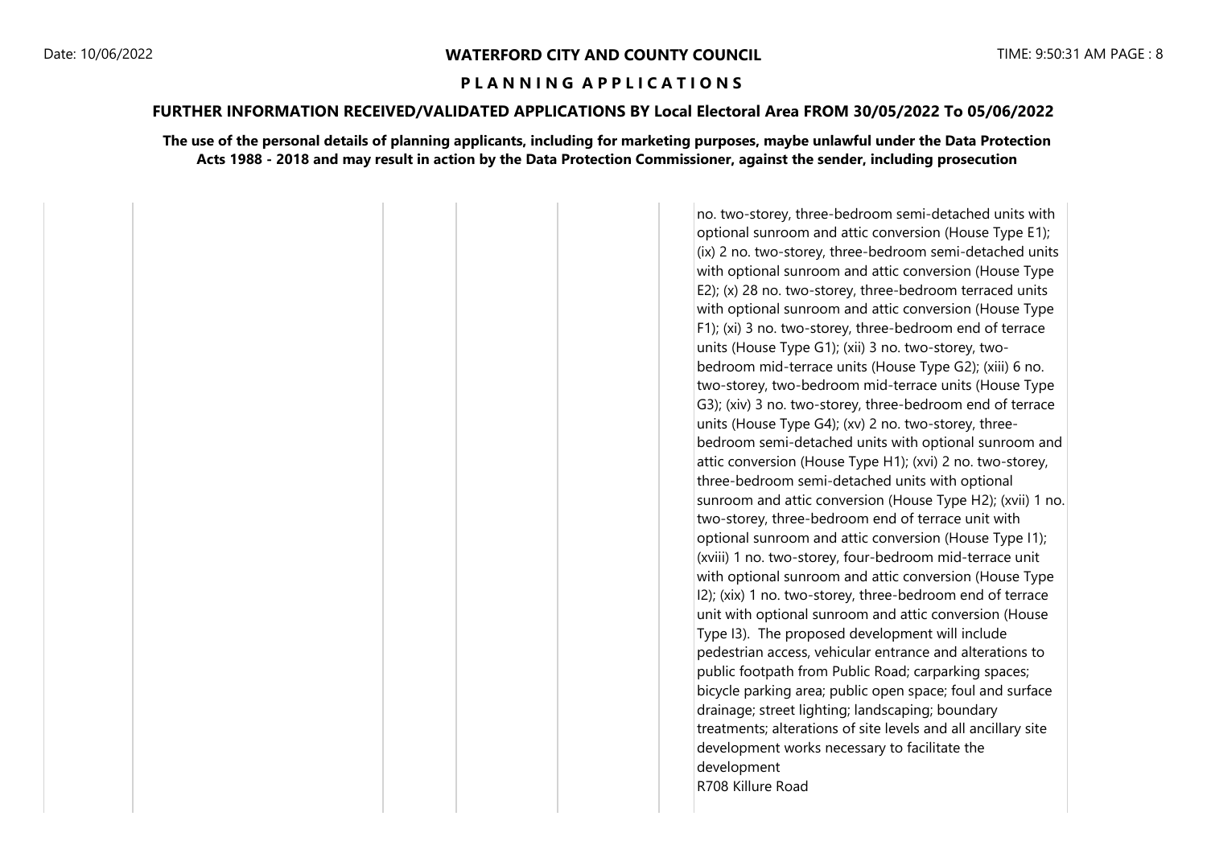# WATERFORD CITY AND COUNTY COUNCIL

## P L A N N I N G A P P L I C A T I O N S

### FURTHER INFORMATION RECEIVED/VALIDATED APPLICATIONS BY Local Electoral Area FROM 30/05/2022 To 05/06/2022

**The use of the personal details of planning applicants, including for marketing purposes, maybe unlawful under the Data Protection Acts 1988 - 2018 and may result in action by the Data Protection Commissioner, against the sender, including prosecution**

| | | | | | |
|---|---|---|---|---|---|
| | | | | | no. two-storey, three-bedroom semi-detached units with optional sunroom and attic conversion (House Type E1); (ix) 2 no. two-storey, three-bedroom semi-detached units with optional sunroom and attic conversion (House Type E2); (x) 28 no. two-storey, three-bedroom terraced units with optional sunroom and attic conversion (House Type F1); (xi) 3 no. two-storey, three-bedroom end of terrace units (House Type G1); (xii) 3 no. two-storey, two-bedroom mid-terrace units (House Type G2); (xiii) 6 no. two-storey, two-bedroom mid-terrace units (House Type G3); (xiv) 3 no. two-storey, three-bedroom end of terrace units (House Type G4); (xv) 2 no. two-storey, three-bedroom semi-detached units with optional sunroom and attic conversion (House Type H1); (xvi) 2 no. two-storey, three-bedroom semi-detached units with optional sunroom and attic conversion (House Type H2); (xvii) 1 no. two-storey, three-bedroom end of terrace unit with optional sunroom and attic conversion (House Type I1); (xviii) 1 no. two-storey, four-bedroom mid-terrace unit with optional sunroom and attic conversion (House Type I2); (xix) 1 no. two-storey, three-bedroom end of terrace unit with optional sunroom and attic conversion (House Type I3). The proposed development will include pedestrian access, vehicular entrance and alterations to public footpath from Public Road; carparking spaces; bicycle parking area; public open space; foul and surface drainage; street lighting; landscaping; boundary treatments; alterations of site levels and all ancillary site development works necessary to facilitate the development<br>R708 Killure Road |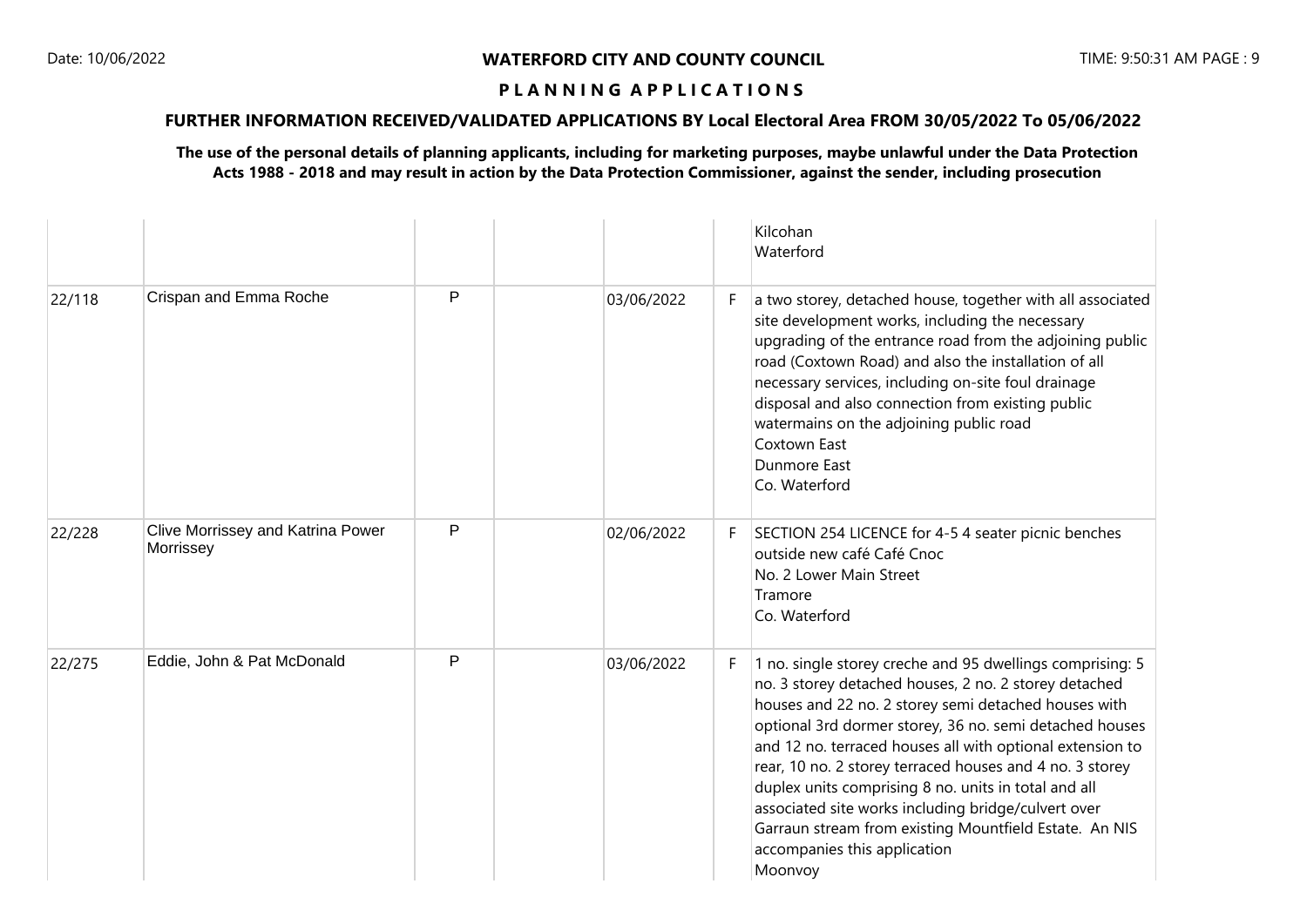# WATERFORD CITY AND COUNTY COUNCIL

## PLANNING APPLICATIONS

### FURTHER INFORMATION RECEIVED/VALIDATED APPLICATIONS BY Local Electoral Area FROM 30/05/2022 To 05/06/2022

**The use of the personal details of planning applicants, including for marketing purposes, maybe unlawful under the Data Protection Acts 1988 - 2018 and may result in action by the Data Protection Commissioner, against the sender, including prosecution**

| | | | | | | |
|---|---|---|---|---|---|---|
| | | | | | | Kilcohan<br>Waterford |
| 22/118 | Crispan and Emma Roche | P | | 03/06/2022 | F | a two storey, detached house, together with all associated site development works, including the necessary upgrading of the entrance road from the adjoining public road (Coxtown Road) and also the installation of all necessary services, including on-site foul drainage disposal and also connection from existing public watermains on the adjoining public road<br>Coxtown East<br>Dunmore East<br>Co. Waterford |
| 22/228 | Clive Morrissey and Katrina Power Morrissey | P | | 02/06/2022 | F | SECTION 254 LICENCE for 4-5 4 seater picnic benches outside new café Café Cnoc<br>No. 2 Lower Main Street<br>Tramore<br>Co. Waterford |
| 22/275 | Eddie, John & Pat McDonald | P | | 03/06/2022 | F | 1 no. single storey creche and 95 dwellings comprising: 5 no. 3 storey detached houses, 2 no. 2 storey detached houses and 22 no. 2 storey semi detached houses with optional 3rd dormer storey, 36 no. semi detached houses and 12 no. terraced houses all with optional extension to rear, 10 no. 2 storey terraced houses and 4 no. 3 storey duplex units comprising 8 no. units in total and all associated site works including bridge/culvert over Garraun stream from existing Mountfield Estate. An NIS accompanies this application<br>Moonvoy |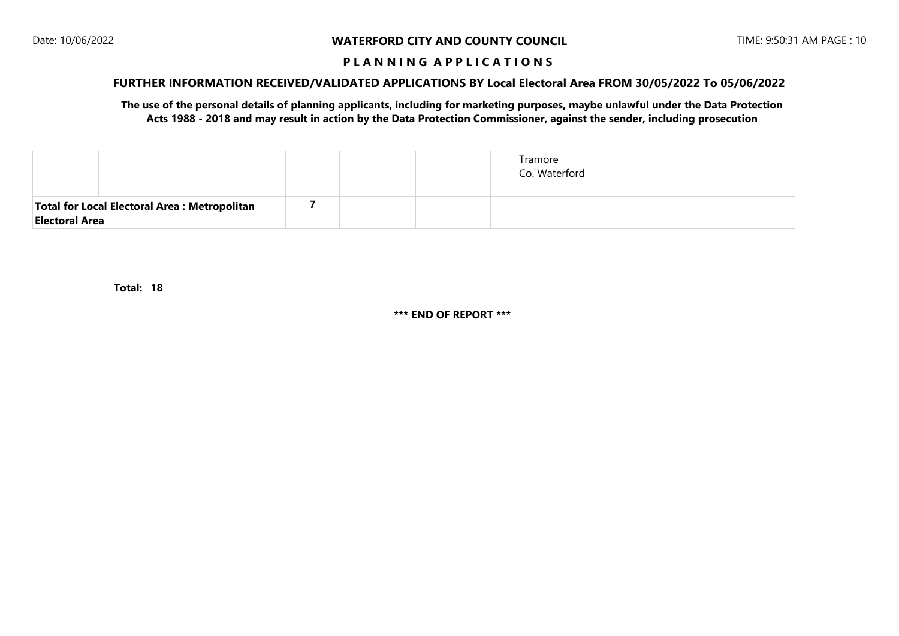**WATERFORD CITY AND COUNTY COUNCIL**

**P L A N N I N G A P P L I C A T I O N S**

**FURTHER INFORMATION RECEIVED/VALIDATED APPLICATIONS BY Local Electoral Area FROM 30/05/2022 To 05/06/2022**

**The use of the personal details of planning applicants, including for marketing purposes, maybe unlawful under the Data Protection Acts 1988 - 2018 and may result in action by the Data Protection Commissioner, against the sender, including prosecution**

| | | | | | | |
|---|---|---|---|---|---|---|
| | | | | | | Tramore<br>Co. Waterford |
| **Total for Local Electoral Area : Metropolitan Electoral Area** | | **7** | | | | |

**Total: 18**

**\*\*\* END OF REPORT \*\*\***